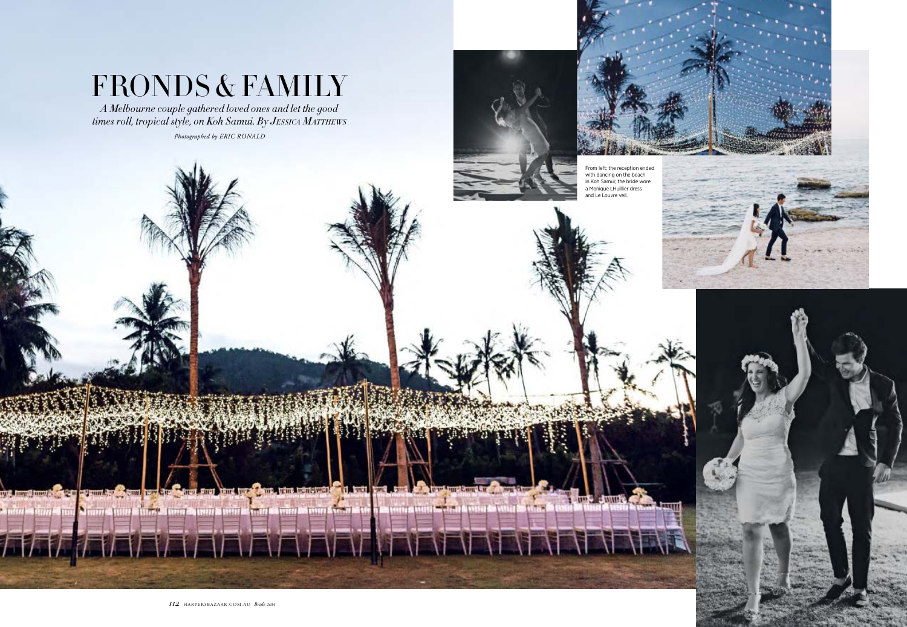# FRONDS & FAMILY

*A Melbourne couple gathered loved ones and let the good times roll, tropical style, on Koh Samui. By JESSICA MATTHEWS*

*Photographed by ERIC RONALD*

From left: the reception ended with dancing on the beach in Koh Samui; the bride wore a Monique LHuillier dress and Le Louvre veil.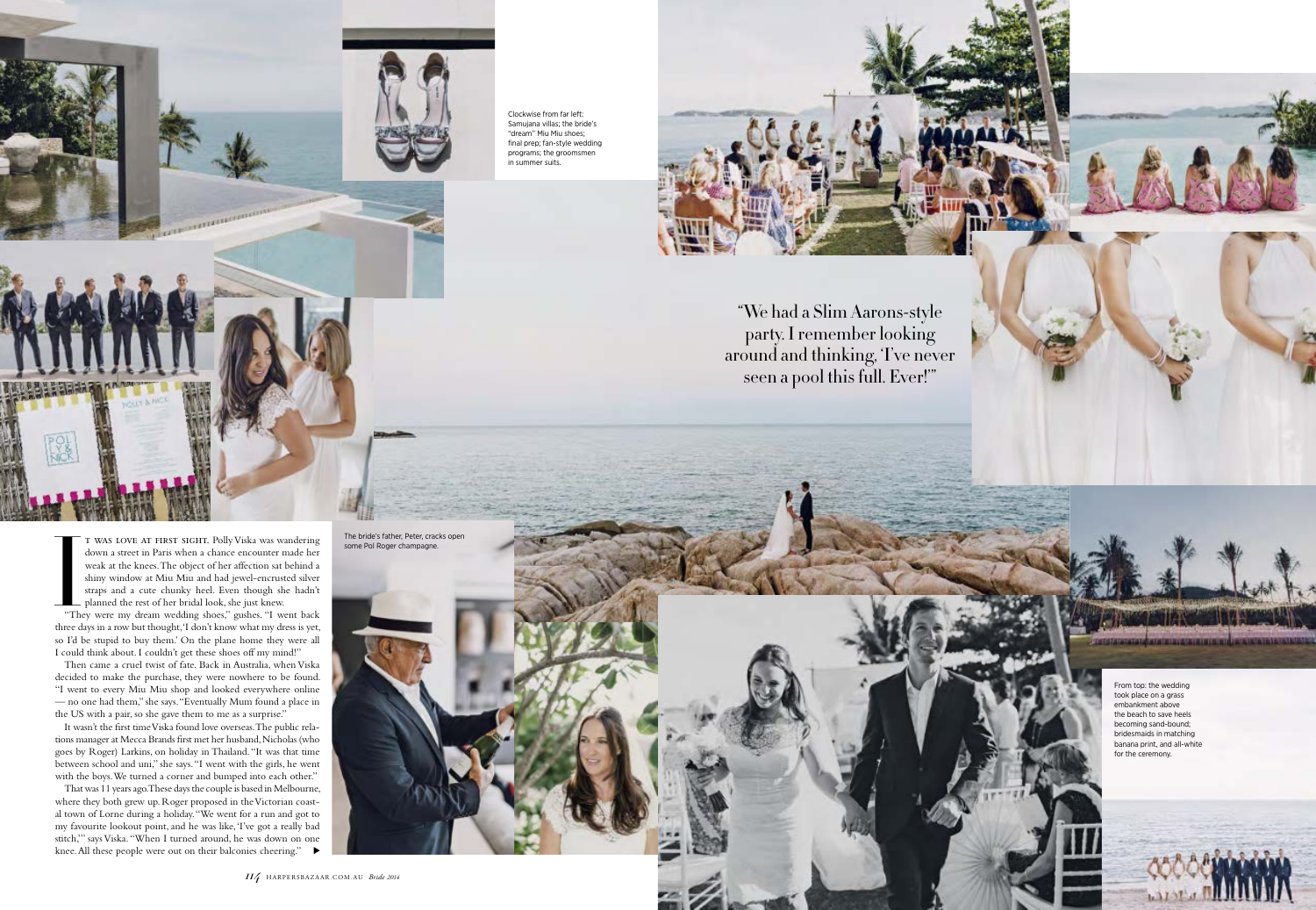Clockwise from far left: Samujana villas; the bride's "dream" Miu Miu shoes; final prep; fan-style wedding programs; the groomsmen in summer suits.

"We had a Slim Aarons-style party. I remember looking around and thinking, 'I've never seen a pool this full. Ever!'"

IT WAS LOVE AT FIRST SIGHT. Polly Viska was wandering down a street in Paris when a chance encounter made her weak at the knees. The object of her affection sat behind a shiny window at Miu Miu and had jewel-encrusted silver straps and a cute chunky heel. Even though she hadn't planned the rest of her bridal look, she just knew.

"They were my dream wedding shoes," gushes. "I went back three days in a row but thought, 'I don't know what my dress is yet, so I'd be stupid to buy them.' On the plane home they were all I could think about. I couldn't get these shoes off my mind!"

Then came a cruel twist of fate. Back in Australia, when Viska decided to make the purchase, they were nowhere to be found. "I went to every Miu Miu shop and looked everywhere online — no one had them," she says. "Eventually Mum found a place in the US with a pair, so she gave them to me as a surprise."

It wasn't the first time Viska found love overseas. The public relations manager at Mecca Brands first met her husband, Nicholas (who goes by Roger) Larkins, on holiday in Thailand. "It was that time between school and uni," she says. "I went with the girls, he went with the boys. We turned a corner and bumped into each other."

That was 11 years ago. These days the couple is based in Melbourne, where they both grew up. Roger proposed in the Victorian coastal town of Lorne during a holiday. "We went for a run and got to my favourite lookout point, and he was like, 'I've got a really bad stitch,'" says Viska. "When I turned around, he was down on one knee. All these people were out on their balconies cheering." ▶

The bride's father, Peter, cracks open some Pol Roger champagne.

From top: the wedding took place on a grass embankment above the beach to save heels becoming sand-bound; bridesmaids in matching banana print, and all-white for the ceremony.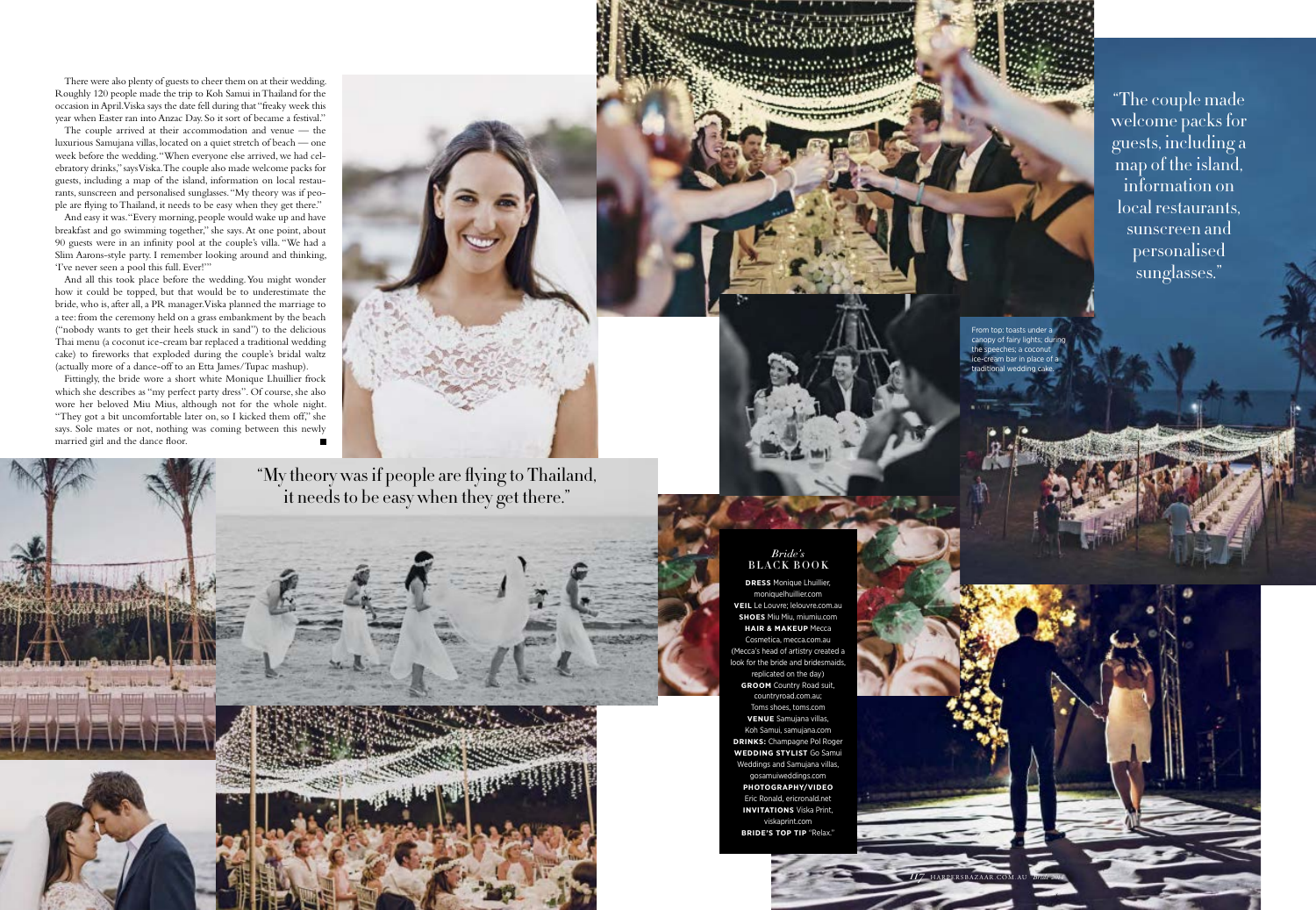There were also plenty of guests to cheer them on at their wedding. Roughly 120 people made the trip to Koh Samui in Thailand for the occasion in April. Viska says the date fell during that "freaky week this year when Easter ran into Anzac Day. So it sort of became a festival."

The couple arrived at their accommodation and venue — the luxurious Samujana villas, located on a quiet stretch of beach — one week before the wedding. "When everyone else arrived, we had celebratory drinks," says Viska. The couple also made welcome packs for guests, including a map of the island, information on local restaurants, sunscreen and personalised sunglasses. "My theory was if people are flying to Thailand, it needs to be easy when they get there."

And easy it was. "Every morning, people would wake up and have breakfast and go swimming together," she says. At one point, about 90 guests were in an infinity pool at the couple's villa. "We had a Slim Aarons-style party. I remember looking around and thinking, 'I've never seen a pool this full. Ever!'"

And all this took place before the wedding. You might wonder how it could be topped, but that would be to underestimate the bride, who is, after all, a PR manager. Viska planned the marriage to a tee: from the ceremony held on a grass embankment by the beach ("nobody wants to get their heels stuck in sand") to the delicious Thai menu (a coconut ice-cream bar replaced a traditional wedding cake) to fireworks that exploded during the couple's bridal waltz (actually more of a dance-off to an Etta James/Tupac mashup).

Fittingly, the bride wore a short white Monique Lhuillier frock which she describes as "my perfect party dress". Of course, she also wore her beloved Miu Mius, although not for the whole night. "They got a bit uncomfortable later on, so I kicked them off," she says. Sole mates or not, nothing was coming between this newly married girl and the dance floor. ■

> "My theory was if people are flying to Thailand, it needs to be easy when they get there."

> "The couple made welcome packs for guests, including a map of the island, information on local restaurants, sunscreen and personalised sunglasses."

From top: toasts under a canopy of fairy lights; during the speeches; a coconut ice-cream bar in place of a traditional wedding cake.

### *Bride's* BLACK BOOK

**DRESS** Monique Lhuillier, moniquelhuillier.com
**VEIL** Le Louvre; lelouvre.com.au
**SHOES** Miu Miu, miumiu.com
**HAIR & MAKEUP** Mecca Cosmetica, mecca.com.au (Mecca's head of artistry created a look for the bride and bridesmaids, replicated on the day)
**GROOM** Country Road suit, countryroad.com.au; Toms shoes, toms.com
**VENUE** Samujana villas, Koh Samui, samujana.com
**DRINKS:** Champagne Pol Roger
**WEDDING STYLIST** Go Samui Weddings and Samujana villas, gosamuiweddings.com
**PHOTOGRAPHY/VIDEO** Eric Ronald, ericronald.net
**INVITATIONS** Viska Print, viskaprint.com
**BRIDE'S TOP TIP** "Relax."